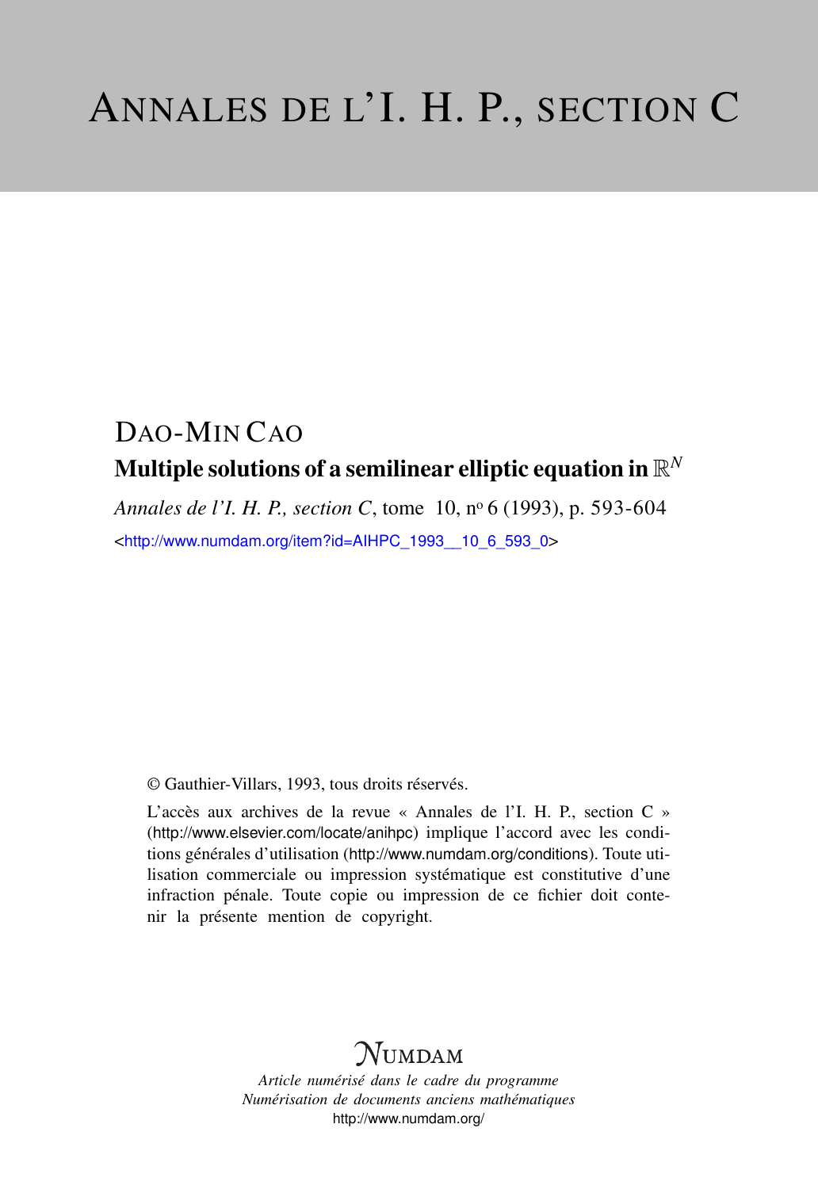# ANNALES DE L'I. H. P., SECTION C

## DAO-MIN CAO

### Multiple solutions of a semilinear elliptic equation in $\mathbb{R}^N$

*Annales de l'I. H. P., section C*, tome 10, n° 6 (1993), p. 593-604

<http://www.numdam.org/item?id=AIHPC_1993__10_6_593_0>

© Gauthier-Villars, 1993, tous droits réservés.

L'accès aux archives de la revue « Annales de l'I. H. P., section C » (http://www.elsevier.com/locate/anihpc) implique l'accord avec les conditions générales d'utilisation (http://www.numdam.org/conditions). Toute utilisation commerciale ou impression systématique est constitutive d'une infraction pénale. Toute copie ou impression de ce fichier doit contenir la présente mention de copyright.

NUMDAM

*Article numérisé dans le cadre du programme*
*Numérisation de documents anciens mathématiques*
http://www.numdam.org/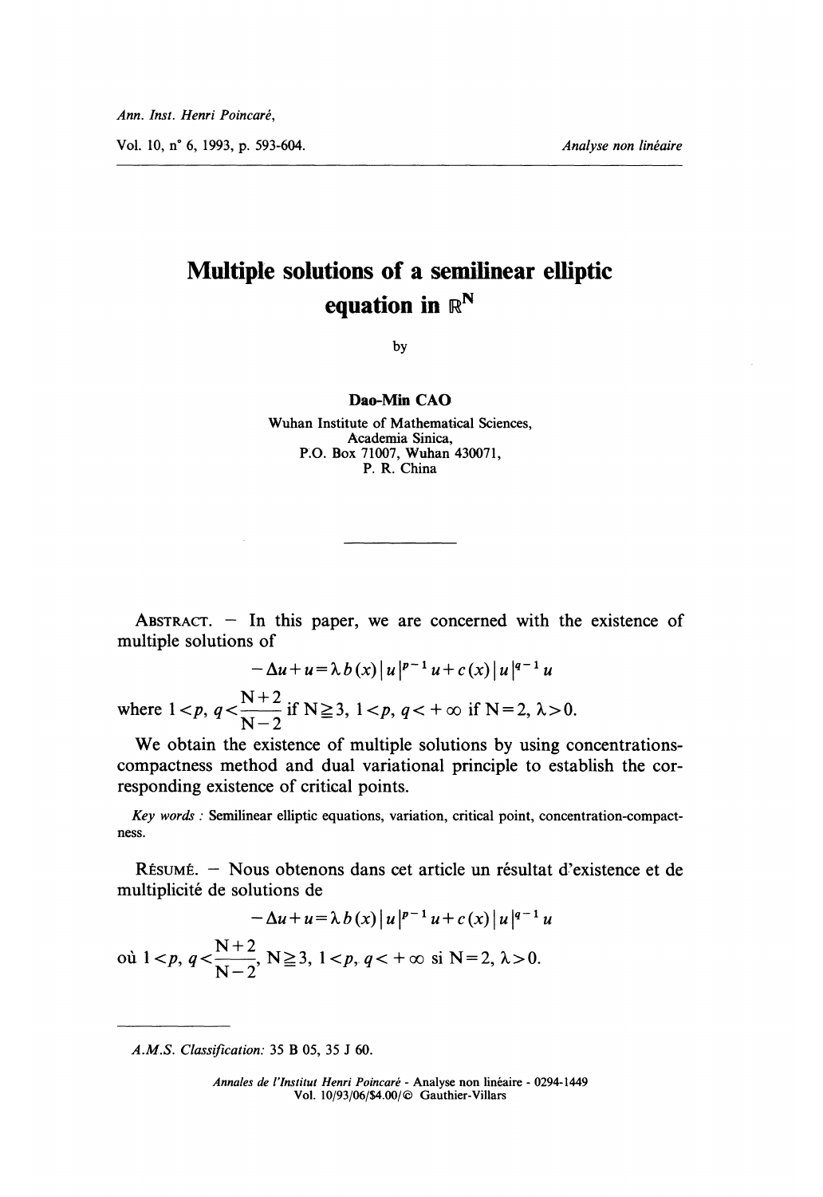# Multiple solutions of a semilinear elliptic equation in $\mathbb{R}^N$

by

**Dao-Min CAO**

Wuhan Institute of Mathematical Sciences,
Academia Sinica,
P.O. Box 71007, Wuhan 430071,
P. R. China

ABSTRACT. — In this paper, we are concerned with the existence of multiple solutions of

$$-\Delta u + u = \lambda b(x) |u|^{p-1} u + c(x) |u|^{q-1} u$$

where $1 < p,\ q < \frac{N+2}{N-2}$ if $N \geqq 3$, $1 < p,\ q < +\infty$ if $N = 2$, $\lambda > 0$.

We obtain the existence of multiple solutions by using concentrations-compactness method and dual variational principle to establish the corresponding existence of critical points.

*Key words* : Semilinear elliptic equations, variation, critical point, concentration-compactness.

RÉSUMÉ. — Nous obtenons dans cet article un résultat d'existence et de multiplicité de solutions de

$$-\Delta u + u = \lambda b(x) |u|^{p-1} u + c(x) |u|^{q-1} u$$

où $1 < p,\ q < \frac{N+2}{N-2}$, $N \geqq 3$, $1 < p,\ q < +\infty$ si $N = 2$, $\lambda > 0$.

---

*A.M.S. Classification:* 35 B 05, 35 J 60.

*Annales de l'Institut Henri Poincaré - Analyse non linéaire* - 0294-1449
Vol. 10/93/06/$4.00/© Gauthier-Villars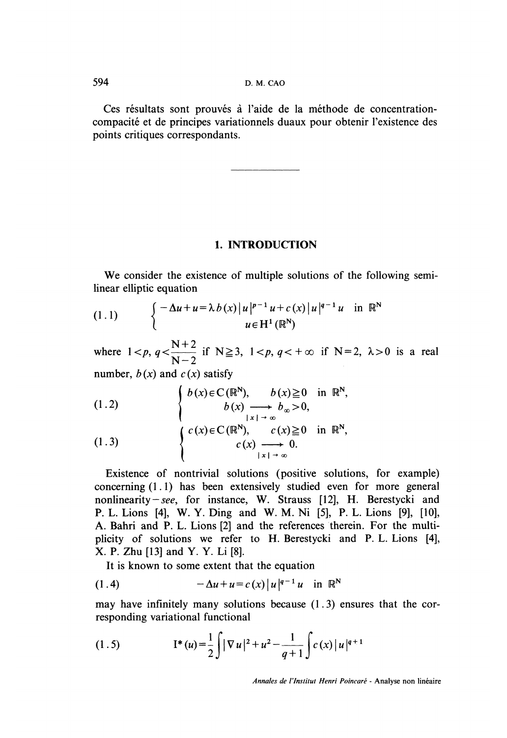Ces résultats sont prouvés à l'aide de la méthode de concentration-compacité et de principes variationnels duaux pour obtenir l'existence des points critiques correspondants.

---

## 1. INTRODUCTION

We consider the existence of multiple solutions of the following semi-linear elliptic equation

$$
(1.1) \qquad \begin{cases} -\Delta u + u = \lambda b(x) |u|^{p-1} u + c(x) |u|^{q-1} u & \text{in } \mathbb{R}^N \\ u \in H^1(\mathbb{R}^N) \end{cases}
$$

where $1 < p, q < \dfrac{N+2}{N-2}$ if $N \geqq 3$, $1 < p, q < +\infty$ if $N = 2$, $\lambda > 0$ is a real number, $b(x)$ and $c(x)$ satisfy

$$
(1.2) \qquad \begin{cases} b(x) \in C(\mathbb{R}^N), \quad b(x) \geqq 0 \quad \text{in } \mathbb{R}^N, \\ b(x) \underset{|x| \to \infty}{\longrightarrow} b_\infty > 0, \end{cases}
$$

$$
(1.3) \qquad \begin{cases} c(x) \in C(\mathbb{R}^N), \quad c(x) \geqq 0 \quad \text{in } \mathbb{R}^N, \\ c(x) \underset{|x| \to \infty}{\longrightarrow} 0. \end{cases}
$$

Existence of nontrivial solutions (positive solutions, for example) concerning (1.1) has been extensively studied even for more general nonlinearity—*see*, for instance, W. Strauss [12], H. Berestycki and P. L. Lions [4], W. Y. Ding and W. M. Ni [5], P. L. Lions [9], [10], A. Bahri and P. L. Lions [2] and the references therein. For the multiplicity of solutions we refer to H. Berestycki and P. L. Lions [4], X. P. Zhu [13] and Y. Y. Li [8].

It is known to some extent that the equation

$$
(1.4) \qquad -\Delta u + u = c(x) |u|^{q-1} u \quad \text{in } \mathbb{R}^N
$$

may have infinitely many solutions because (1.3) ensures that the corresponding variational functional

$$
(1.5) \qquad I^*(u) = \frac{1}{2} \int |\nabla u|^2 + u^2 - \frac{1}{q+1} \int c(x) |u|^{q+1}
$$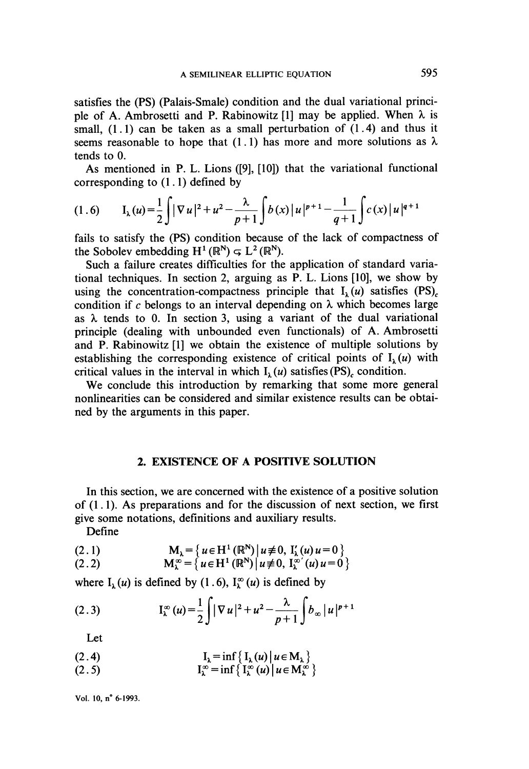satisfies the (PS) (Palais-Smale) condition and the dual variational principle of A. Ambrosetti and P. Rabinowitz [1] may be applied. When $\lambda$ is small, (1.1) can be taken as a small perturbation of (1.4) and thus it seems reasonable to hope that (1.1) has more and more solutions as $\lambda$ tends to 0.

As mentioned in P. L. Lions ([9], [10]) that the variational functional corresponding to (1.1) defined by

$$\text{(1.6)} \qquad I_\lambda(u) = \frac{1}{2}\int |\nabla u|^2 + u^2 - \frac{\lambda}{p+1}\int b(x)|u|^{p+1} - \frac{1}{q+1}\int c(x)|u|^{q+1}$$

fails to satisfy the (PS) condition because of the lack of compactness of the Sobolev embedding $H^1(\mathbb{R}^N) \subsetneq L^2(\mathbb{R}^N)$.

Such a failure creates difficulties for the application of standard variational techniques. In section 2, arguing as P. L. Lions [10], we show by using the concentration-compactness principle that $I_\lambda(u)$ satisfies $(PS)_c$ condition if $c$ belongs to an interval depending on $\lambda$ which becomes large as $\lambda$ tends to 0. In section 3, using a variant of the dual variational principle (dealing with unbounded even functionals) of A. Ambrosetti and P. Rabinowitz [1] we obtain the existence of multiple solutions by establishing the corresponding existence of critical points of $I_\lambda(u)$ with critical values in the interval in which $I_\lambda(u)$ satisfies $(PS)_c$ condition.

We conclude this introduction by remarking that some more general nonlinearities can be considered and similar existence results can be obtained by the arguments in this paper.

## 2. EXISTENCE OF A POSITIVE SOLUTION

In this section, we are concerned with the existence of a positive solution of (1.1). As preparations and for the discussion of next section, we first give some notations, definitions and auxiliary results.

Define

$$\text{(2.1)} \qquad M_\lambda = \{u \in H^1(\mathbb{R}^N) \mid u \not\equiv 0,\ I'_\lambda(u)u = 0\}$$

$$\text{(2.2)} \qquad M_\lambda^\infty = \{u \in H^1(\mathbb{R}^N) \mid u \not\equiv 0,\ I_\lambda^{\infty\prime}(u)u = 0\}$$

where $I_\lambda(u)$ is defined by (1.6), $I_\lambda^\infty(u)$ is defined by

$$\text{(2.3)} \qquad I_\lambda^\infty(u) = \frac{1}{2}\int |\nabla u|^2 + u^2 - \frac{\lambda}{p+1}\int b_\infty |u|^{p+1}$$

Let

$$\text{(2.4)} \qquad I_\lambda = \inf\{I_\lambda(u) \mid u \in M_\lambda\}$$

$$\text{(2.5)} \qquad I_\lambda^\infty = \inf\{I_\lambda^\infty(u) \mid u \in M_\lambda^\infty\}$$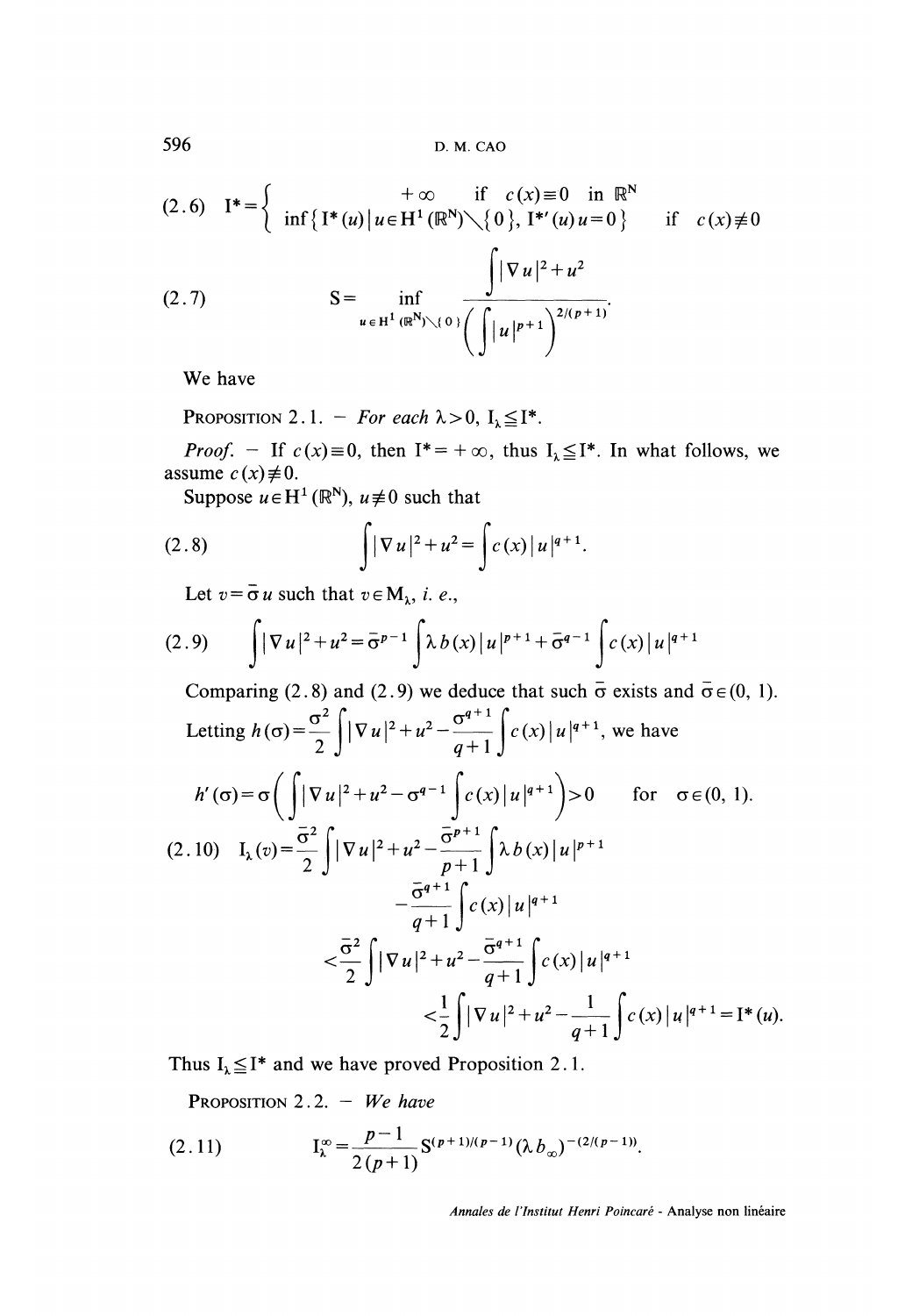$$(2.6)\qquad I^* = \begin{cases} +\infty & \text{if } c(x) \equiv 0 \text{ in } \mathbb{R}^N \\ \inf\{ I^*(u) \mid u \in H^1(\mathbb{R}^N)\setminus\{0\},\ I^{*\prime}(u)u = 0\} & \text{if } c(x) \not\equiv 0 \end{cases}$$

$$(2.7)\qquad S = \inf_{u \in H^1(\mathbb{R}^N)\setminus\{0\}} \frac{\displaystyle\int |\nabla u|^2 + u^2}{\left(\displaystyle\int |u|^{p+1}\right)^{2/(p+1)}}.$$

We have

PROPOSITION 2.1. – *For each* $\lambda > 0$, $I_\lambda \leqq I^*$.

*Proof.* – If $c(x) \equiv 0$, then $I^* = +\infty$, thus $I_\lambda \leqq I^*$. In what follows, we assume $c(x) \not\equiv 0$.

Suppose $u \in H^1(\mathbb{R}^N)$, $u \not\equiv 0$ such that

$$(2.8)\qquad \int |\nabla u|^2 + u^2 = \int c(x)\,|u|^{q+1}.$$

Let $v = \bar{\sigma} u$ such that $v \in M_\lambda$, *i. e.*,

$$(2.9)\qquad \int |\nabla u|^2 + u^2 = \bar{\sigma}^{p-1} \int \lambda\, b(x)\,|u|^{p+1} + \bar{\sigma}^{q-1} \int c(x)\,|u|^{q+1}$$

Comparing (2.8) and (2.9) we deduce that such $\bar{\sigma}$ exists and $\bar{\sigma} \in (0, 1)$.

Letting $h(\sigma) = \dfrac{\sigma^2}{2} \displaystyle\int |\nabla u|^2 + u^2 - \dfrac{\sigma^{q+1}}{q+1} \displaystyle\int c(x)\,|u|^{q+1}$, we have

$$h'(\sigma) = \sigma\left( \int |\nabla u|^2 + u^2 - \sigma^{q-1} \int c(x)\,|u|^{q+1} \right) > 0 \qquad \text{for } \sigma \in (0, 1).$$

$$\begin{aligned}(2.10)\qquad I_\lambda(v) &= \frac{\bar{\sigma}^2}{2} \int |\nabla u|^2 + u^2 - \frac{\bar{\sigma}^{p+1}}{p+1} \int \lambda\, b(x)\,|u|^{p+1} \\ &\quad - \frac{\bar{\sigma}^{q+1}}{q+1} \int c(x)\,|u|^{q+1} \\ &< \frac{\bar{\sigma}^2}{2} \int |\nabla u|^2 + u^2 - \frac{\bar{\sigma}^{q+1}}{q+1} \int c(x)\,|u|^{q+1} \\ &< \frac{1}{2} \int |\nabla u|^2 + u^2 - \frac{1}{q+1} \int c(x)\,|u|^{q+1} = I^*(u).\end{aligned}$$

Thus $I_\lambda \leqq I^*$ and we have proved Proposition 2.1.

PROPOSITION 2.2. – *We have*

$$(2.11)\qquad I_\lambda^\infty = \frac{p-1}{2(p+1)}\, S^{(p+1)/(p-1)} (\lambda\, b_\infty)^{-(2/(p-1))}.$$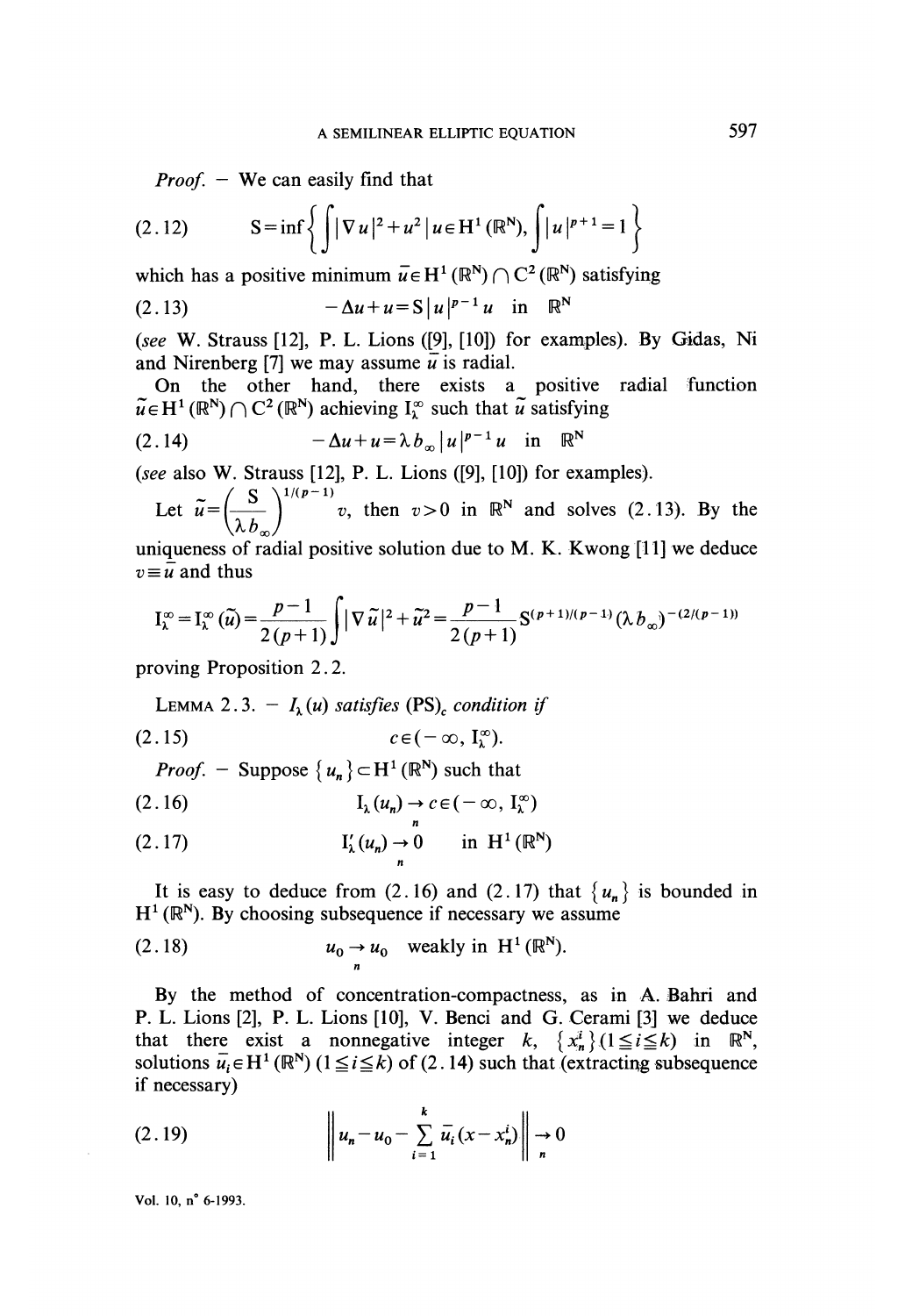*Proof.* – We can easily find that

$$(2.12) \qquad S=\inf\left\{\int|\nabla u|^2+u^2 \,|\, u\in H^1(\mathbb{R}^N), \int|u|^{p+1}=1\right\}$$

which has a positive minimum $\bar{u}\in H^1(\mathbb{R}^N)\cap C^2(\mathbb{R}^N)$ satisfying

$$(2.13) \qquad -\Delta u+u=S\,|u|^{p-1}u \quad \text{in} \quad \mathbb{R}^N$$

(*see* W. Strauss [12], P. L. Lions ([9], [10]) for examples). By Gidas, Ni and Nirenberg [7] we may assume $\bar{u}$ is radial.

On the other hand, there exists a positive radial function $\tilde{u}\in H^1(\mathbb{R}^N)\cap C^2(\mathbb{R}^N)$ achieving $I_\lambda^\infty$ such that $\tilde{u}$ satisfying

$$(2.14) \qquad -\Delta u+u=\lambda\, b_\infty\,|u|^{p-1}u \quad \text{in} \quad \mathbb{R}^N$$

(*see* also W. Strauss [12], P. L. Lions ([9], [10]) for examples).

Let $\tilde{u}=\left(\dfrac{S}{\lambda b_\infty}\right)^{1/(p-1)} v$, then $v>0$ in $\mathbb{R}^N$ and solves (2.13). By the uniqueness of radial positive solution due to M. K. Kwong [11] we deduce $v\equiv\bar{u}$ and thus

$$I_\lambda^\infty=I_\lambda^\infty(\tilde{u})=\frac{p-1}{2(p+1)}\int|\nabla\tilde{u}|^2+\tilde{u}^2=\frac{p-1}{2(p+1)}S^{(p+1)/(p-1)}(\lambda b_\infty)^{-(2/(p-1))}$$

proving Proposition 2.2.

LEMMA 2.3. – *$I_\lambda(u)$ satisfies $(PS)_c$ condition if*

$$(2.15) \qquad c\in(-\infty, I_\lambda^\infty).$$

*Proof.* – Suppose $\{u_n\}\subset H^1(\mathbb{R}^N)$ such that

$$(2.16) \qquad I_\lambda(u_n)\underset{n}{\to} c\in(-\infty, I_\lambda^\infty)$$

$$(2.17) \qquad I_\lambda'(u_n)\underset{n}{\to} 0 \quad \text{in } H^1(\mathbb{R}^N)$$

It is easy to deduce from (2.16) and (2.17) that $\{u_n\}$ is bounded in $H^1(\mathbb{R}^N)$. By choosing subsequence if necessary we assume

$$(2.18) \qquad u_0\underset{n}{\to} u_0 \quad \text{weakly in } H^1(\mathbb{R}^N).$$

By the method of concentration-compactness, as in A. Bahri and P. L. Lions [2], P. L. Lions [10], V. Benci and G. Cerami [3] we deduce that there exist a nonnegative integer $k$, $\{x_n^i\}(1\leq i\leq k)$ in $\mathbb{R}^N$, solutions $\bar{u}_i\in H^1(\mathbb{R}^N)$ $(1\leq i\leq k)$ of (2.14) such that (extracting subsequence if necessary)

$$(2.19) \qquad \left\|u_n-u_0-\sum_{i=1}^k\bar{u}_i(x-x_n^i)\right\|\underset{n}{\to} 0$$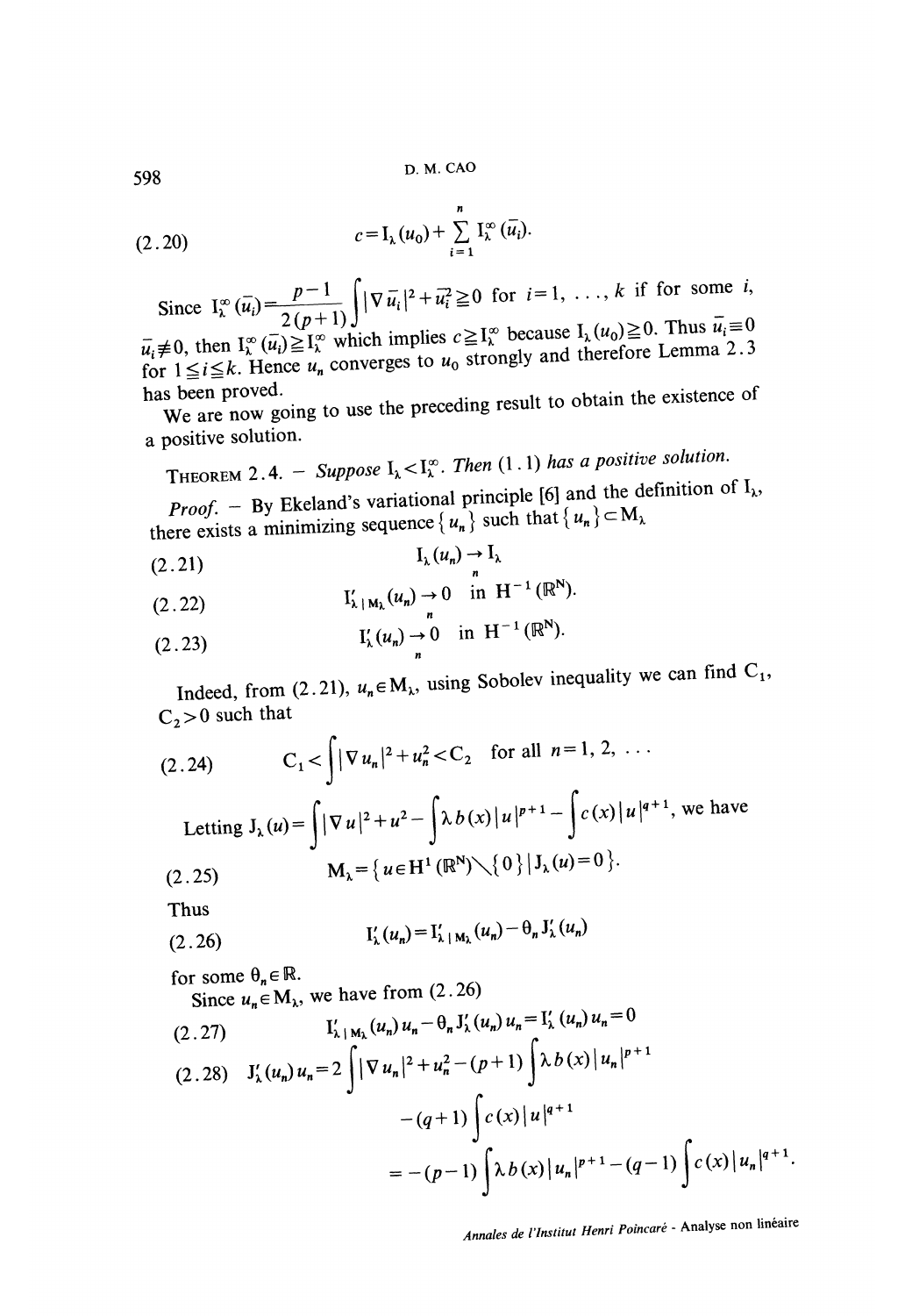$$c = I_\lambda(u_0) + \sum_{i=1}^{n} I_\lambda^\infty(\bar{u}_i). \tag{2.20}$$

Since $I_\lambda^\infty(\bar{u}_i) = \dfrac{p-1}{2(p+1)} \displaystyle\int |\nabla \bar{u}_i|^2 + \bar{u}_i^2 \geqq 0$ for $i=1, \ldots, k$ if for some $i$, $\bar{u}_i \not\equiv 0$, then $I_\lambda^\infty(\bar{u}_i) \geqq I_\lambda^\infty$ which implies $c \geqq I_\lambda^\infty$ because $I_\lambda(u_0) \geqq 0$. Thus $\bar{u}_i \equiv 0$ for $1 \leqq i \leqq k$. Hence $u_n$ converges to $u_0$ strongly and therefore Lemma 2.3 has been proved.

We are now going to use the preceding result to obtain the existence of a positive solution.

THEOREM 2.4. – *Suppose $I_\lambda < I_\lambda^\infty$. Then* (1.1) *has a positive solution.*

*Proof.* – By Ekeland's variational principle [6] and the definition of $I_\lambda$, there exists a minimizing sequence $\{u_n\}$ such that $\{u_n\} \subset M_\lambda$

$$I_\lambda(u_n) \underset{n}{\rightarrow} I_\lambda \tag{2.21}$$

$$I'_{\lambda \mid M_\lambda}(u_n) \underset{n}{\rightarrow} 0 \quad \text{in } H^{-1}(\mathbb{R}^N). \tag{2.22}$$

$$I'_\lambda(u_n) \underset{n}{\rightarrow} 0 \quad \text{in } H^{-1}(\mathbb{R}^N). \tag{2.23}$$

Indeed, from (2.21), $u_n \in M_\lambda$, using Sobolev inequality we can find $C_1$, $C_2 > 0$ such that

$$C_1 < \int |\nabla u_n|^2 + u_n^2 < C_2 \quad \text{for all } n = 1, 2, \ldots \tag{2.24}$$

Letting $J_\lambda(u) = \displaystyle\int |\nabla u|^2 + u^2 - \int \lambda b(x) |u|^{p+1} - \int c(x) |u|^{q+1}$, we have

$$M_\lambda = \{u \in H^1(\mathbb{R}^N) \setminus \{0\} \mid J_\lambda(u) = 0\}. \tag{2.25}$$

Thus

$$I'_\lambda(u_n) = I'_{\lambda \mid M_\lambda}(u_n) - \theta_n J'_\lambda(u_n) \tag{2.26}$$

for some $\theta_n \in \mathbb{R}$.

Since $u_n \in M_\lambda$, we have from (2.26)

$$I'_{\lambda \mid M_\lambda}(u_n) u_n - \theta_n J'_\lambda(u_n) u_n = I'_\lambda(u_n) u_n = 0 \tag{2.27}$$

$$\begin{aligned} J'_\lambda(u_n) u_n &= 2 \int |\nabla u_n|^2 + u_n^2 - (p+1) \int \lambda b(x) |u_n|^{p+1} \\ &\quad - (q+1) \int c(x) |u|^{q+1} \\ &= -(p-1) \int \lambda b(x) |u_n|^{p+1} - (q-1) \int c(x) |u_n|^{q+1}. \end{aligned} \tag{2.28}$$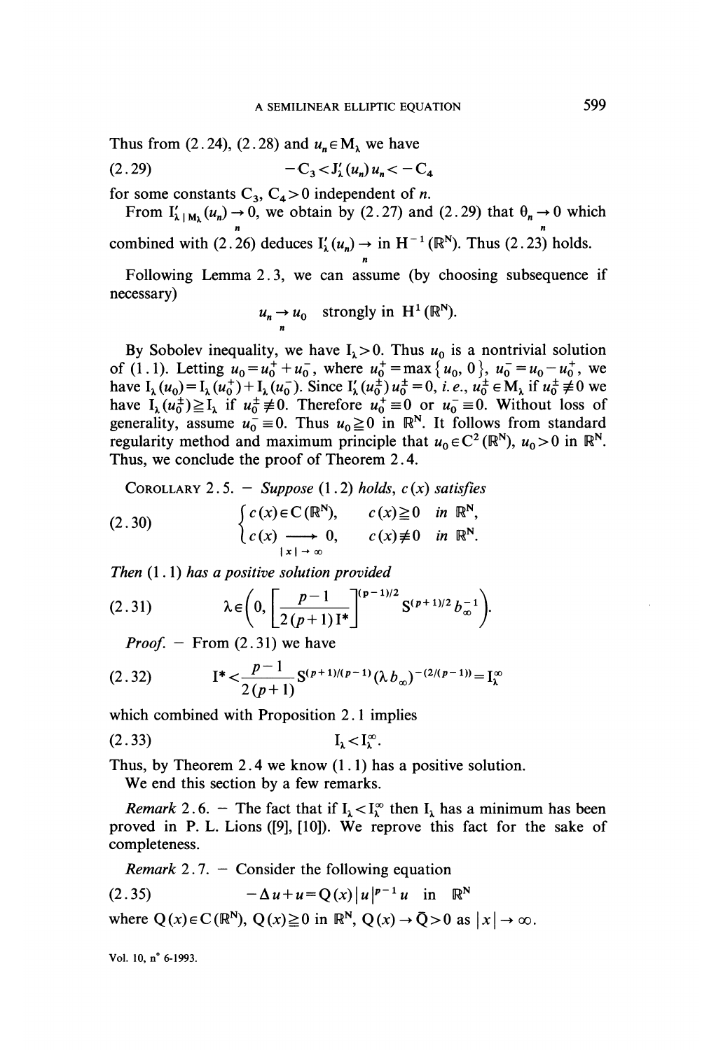Thus from (2.24), (2.28) and $u_n \in M_\lambda$ we have

$$-C_3 < J'_\lambda(u_n) u_n < -C_4 \tag{2.29}$$

for some constants $C_3, C_4 > 0$ independent of $n$.

From $I'_{\lambda \mid M_\lambda}(u_n) \underset{n}{\rightarrow} 0$, we obtain by (2.27) and (2.29) that $\theta_n \underset{n}{\rightarrow} 0$ which combined with (2.26) deduces $I'_\lambda(u_n) \underset{n}{\rightarrow}$ in $H^{-1}(\mathbb{R}^N)$. Thus (2.23) holds.

Following Lemma 2.3, we can assume (by choosing subsequence if necessary)

$$u_n \underset{n}{\rightarrow} u_0 \quad \text{strongly in } H^1(\mathbb{R}^N).$$

By Sobolev inequality, we have $I_\lambda > 0$. Thus $u_0$ is a nontrivial solution of (1.1). Letting $u_0 = u_0^+ + u_0^-$, where $u_0^+ = \max\{u_0, 0\}$, $u_0^- = u_0 - u_0^+$, we have $I_\lambda(u_0) = I_\lambda(u_0^+) + I_\lambda(u_0^-)$. Since $I'_\lambda(u_0^\pm) u_0^\pm = 0$, *i. e.*, $u_0^\pm \in M_\lambda$ if $u_0^\pm \not\equiv 0$ we have $I_\lambda(u_0^\pm) \geqq I_\lambda$ if $u_0^\pm \not\equiv 0$. Therefore $u_0^+ \equiv 0$ or $u_0^- \equiv 0$. Without loss of generality, assume $u_0^- \equiv 0$. Thus $u_0 \geqq 0$ in $\mathbb{R}^N$. It follows from standard regularity method and maximum principle that $u_0 \in C^2(\mathbb{R}^N)$, $u_0 > 0$ in $\mathbb{R}^N$. Thus, we conclude the proof of Theorem 2.4.

COROLLARY 2.5. — *Suppose* (1.2) *holds*, $c(x)$ *satisfies*

$$\begin{cases} c(x) \in C(\mathbb{R}^N), & c(x) \geqq 0 \quad \text{in } \mathbb{R}^N, \\ c(x) \underset{|x| \to \infty}{\longrightarrow} 0, & c(x) \not\equiv 0 \quad \text{in } \mathbb{R}^N. \end{cases} \tag{2.30}$$

*Then* (1.1) *has a positive solution provided*

$$\lambda \in \left(0, \left[\frac{p-1}{2(p+1) I^*}\right]^{(p-1)/2} S^{(p+1)/2} b_\infty^{-1}\right). \tag{2.31}$$

*Proof.* — From (2.31) we have

$$I^* < \frac{p-1}{2(p+1)} S^{(p+1)/(p-1)} (\lambda b_\infty)^{-(2/(p-1))} = I_\lambda^\infty \tag{2.32}$$

which combined with Proposition 2.1 implies

$$I_\lambda < I_\lambda^\infty. \tag{2.33}$$

Thus, by Theorem 2.4 we know (1.1) has a positive solution.

We end this section by a few remarks.

*Remark* 2.6. — The fact that if $I_\lambda < I_\lambda^\infty$ then $I_\lambda$ has a minimum has been proved in P. L. Lions ([9], [10]). We reprove this fact for the sake of completeness.

*Remark* 2.7. — Consider the following equation

$$-\Delta u + u = Q(x) |u|^{p-1} u \quad \text{in} \quad \mathbb{R}^N \tag{2.35}$$

where $Q(x) \in C(\mathbb{R}^N)$, $Q(x) \geqq 0$ in $\mathbb{R}^N$, $Q(x) \to \bar{Q} > 0$ as $|x| \to \infty$.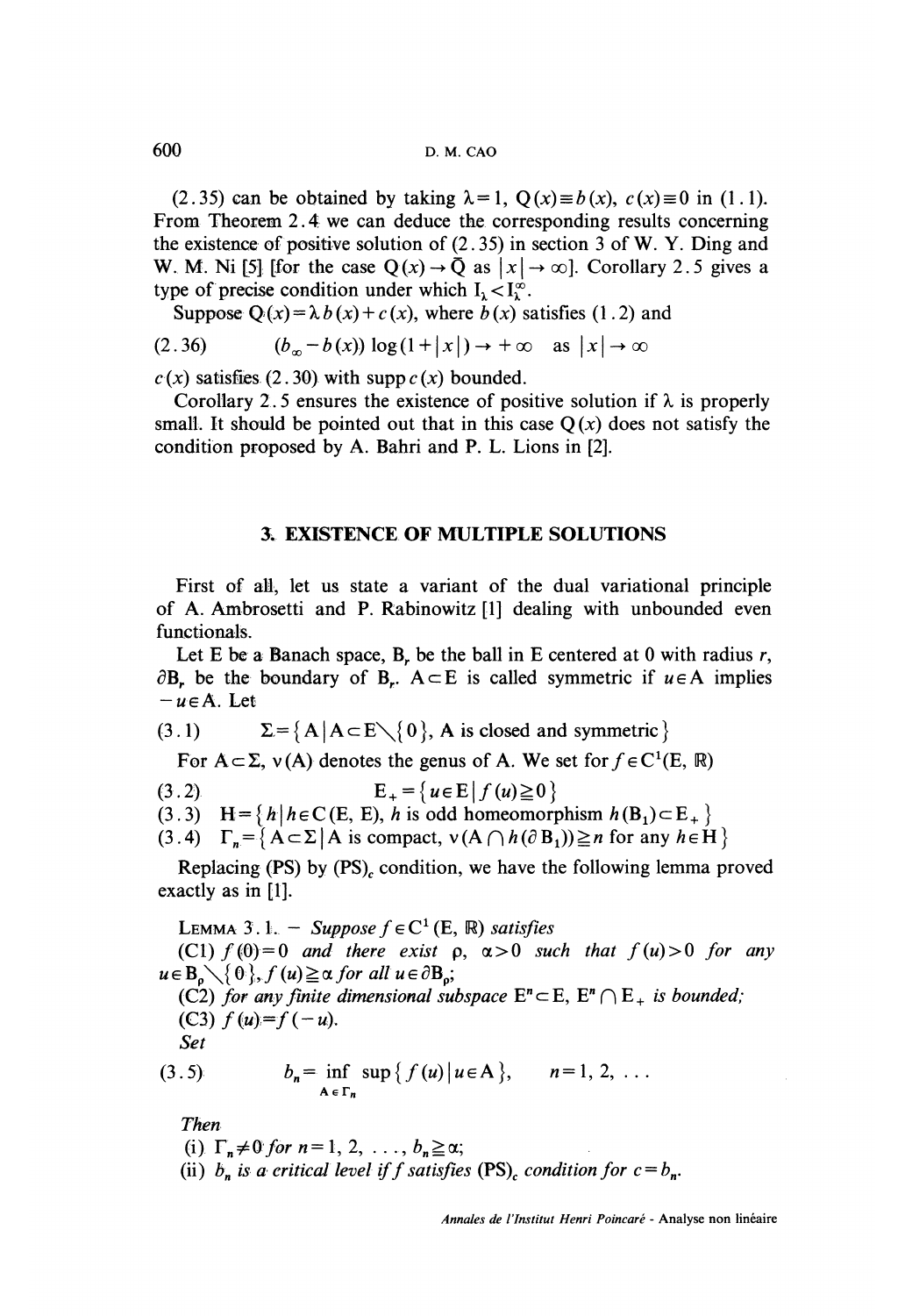(2.35) can be obtained by taking $\lambda = 1$, $Q(x) \equiv b(x)$, $c(x) \equiv 0$ in (1.1). From Theorem 2.4 we can deduce the corresponding results concerning the existence of positive solution of (2.35) in section 3 of W. Y. Ding and W. M. Ni [5] [for the case $Q(x) \to \bar{Q}$ as $|x| \to \infty$]. Corollary 2.5 gives a type of precise condition under which $I_\lambda < I_\lambda^\infty$.

Suppose $Q(x) = \lambda b(x) + c(x)$, where $b(x)$ satisfies (1.2) and

$$(2.36) \qquad (b_\infty - b(x)) \log(1 + |x|) \to +\infty \quad \text{as } |x| \to \infty$$

$c(x)$ satisfies (2.30) with $\operatorname{supp} c(x)$ bounded.

Corollary 2.5 ensures the existence of positive solution if $\lambda$ is properly small. It should be pointed out that in this case $Q(x)$ does not satisfy the condition proposed by A. Bahri and P. L. Lions in [2].

## 3. EXISTENCE OF MULTIPLE SOLUTIONS

First of all, let us state a variant of the dual variational principle of A. Ambrosetti and P. Rabinowitz [1] dealing with unbounded even functionals.

Let E be a Banach space, $B_r$ be the ball in E centered at 0 with radius $r$, $\partial B_r$ be the boundary of $B_r$. $A \subset E$ is called symmetric if $u \in A$ implies $-u \in A$. Let

$$(3.1) \qquad \Sigma = \{ A \mid A \subset E \setminus \{0\},\ A \text{ is closed and symmetric} \}$$

For $A \subset \Sigma$, $\nu(A)$ denotes the genus of A. We set for $f \in C^1(E, \mathbb{R})$

$$(3.2) \qquad E_+ = \{ u \in E \mid f(u) \geqq 0 \}$$

$$(3.3) \qquad H = \{ h \mid h \in C(E, E),\ h \text{ is odd homeomorphism } h(B_1) \subset E_+ \}$$

$$(3.4) \qquad \Gamma_n = \{ A \subset \Sigma \mid A \text{ is compact, } \nu(A \cap h(\partial B_1)) \geqq n \text{ for any } h \in H \}$$

Replacing (PS) by $(PS)_c$ condition, we have the following lemma proved exactly as in [1].

LEMMA 3.1. — *Suppose* $f \in C^1(E, \mathbb{R})$ *satisfies*

(C1) $f(0) = 0$ *and there exist* $\rho$, $\alpha > 0$ *such that* $f(u) > 0$ *for any* $u \in B_\rho \setminus \{0\}$, $f(u) \geqq \alpha$ *for all* $u \in \partial B_\rho$;

(C2) *for any finite dimensional subspace* $E^n \subset E$, $E^n \cap E_+$ *is bounded;*

(C3) $f(u) = f(-u)$.

*Set*

$$(3.5) \qquad b_n = \inf_{A \in \Gamma_n} \sup \{ f(u) \mid u \in A \}, \qquad n = 1, 2, \ldots$$

*Then*

(i) $\Gamma_n \neq 0$ *for* $n = 1, 2, \ldots$, $b_n \geqq \alpha$;

(ii) $b_n$ *is a critical level if* $f$ *satisfies* $(PS)_c$ *condition for* $c = b_n$.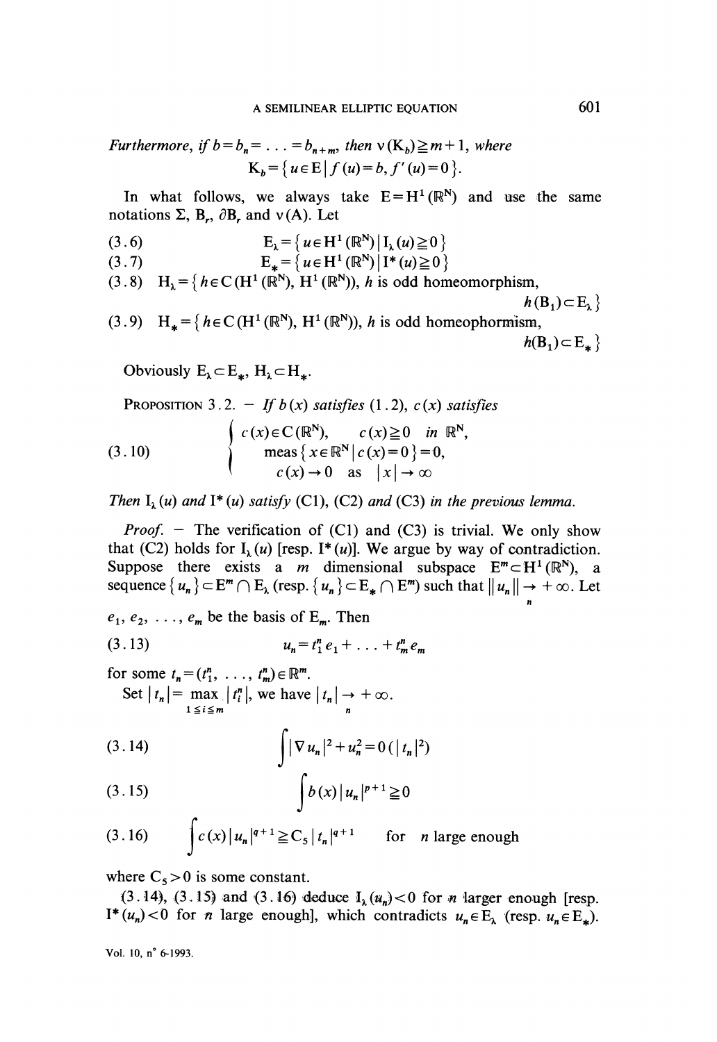*Furthermore, if* $b = b_n = \ldots = b_{n+m}$*, then* $\nu(K_b) \geq m+1$*, where*

$$K_b = \{ u \in E \mid f(u) = b, f'(u) = 0 \}.$$

In what follows, we always take $E = H^1(\mathbb{R}^N)$ and use the same notations $\Sigma$, $B_r$, $\partial B_r$ and $\nu(A)$. Let

$$(3.6) \qquad E_\lambda = \{ u \in H^1(\mathbb{R}^N) \mid I_\lambda(u) \geq 0 \}$$

$$(3.7) \qquad E_* = \{ u \in H^1(\mathbb{R}^N) \mid I^*(u) \geq 0 \}$$

$$(3.8) \qquad H_\lambda = \{ h \in C(H^1(\mathbb{R}^N), H^1(\mathbb{R}^N)), h \text{ is odd homeomorphism}, h(B_1) \subset E_\lambda \}$$

$$(3.9) \qquad H_* = \{ h \in C(H^1(\mathbb{R}^N), H^1(\mathbb{R}^N)), h \text{ is odd homeophormism}, h(B_1) \subset E_* \}$$

Obviously $E_\lambda \subset E_*$, $H_\lambda \subset H_*$.

PROPOSITION 3.2. – *If* $b(x)$ *satisfies* (1.2), $c(x)$ *satisfies*

$$(3.10) \qquad \begin{cases} c(x) \in C(\mathbb{R}^N), \quad c(x) \geq 0 \quad \text{in } \mathbb{R}^N, \\ \text{meas}\{ x \in \mathbb{R}^N \mid c(x) = 0 \} = 0, \\ c(x) \to 0 \quad \text{as} \quad |x| \to \infty \end{cases}$$

*Then* $I_\lambda(u)$ *and* $I^*(u)$ *satisfy* (C1), (C2) *and* (C3) *in the previous lemma.*

*Proof.* – The verification of (C1) and (C3) is trivial. We only show that (C2) holds for $I_\lambda(u)$ [resp. $I^*(u)$]. We argue by way of contradiction. Suppose there exists a $m$ dimensional subspace $E^m \subset H^1(\mathbb{R}^N)$, a sequence $\{u_n\} \subset E^m \cap E_\lambda$ (resp. $\{u_n\} \subset E_* \cap E^m$) such that $\| u_n \| \underset{n}{\to} +\infty$. Let $e_1, e_2, \ldots, e_m$ be the basis of $E_m$. Then

$$(3.13) \qquad u_n = t_1^n e_1 + \ldots + t_m^n e_m$$

for some $t_n = (t_1^n, \ldots, t_m^n) \in \mathbb{R}^m$.

Set $|t_n| = \max\limits_{1 \leq i \leq m} |t_i^n|$, we have $|t_n| \underset{n}{\to} +\infty$.

$$(3.14) \qquad \int |\nabla u_n|^2 + u_n^2 = 0(|t_n|^2)$$

$$(3.15) \qquad \int b(x) |u_n|^{p+1} \geq 0$$

$$(3.16) \qquad \int c(x) |u_n|^{q+1} \geq C_5 |t_n|^{q+1} \quad \text{for } n \text{ large enough}$$

where $C_5 > 0$ is some constant.

(3.14), (3.15) and (3.16) deduce $I_\lambda(u_n) < 0$ for $n$ larger enough [resp. $I^*(u_n) < 0$ for $n$ large enough], which contradicts $u_n \in E_\lambda$ (resp. $u_n \in E_*$).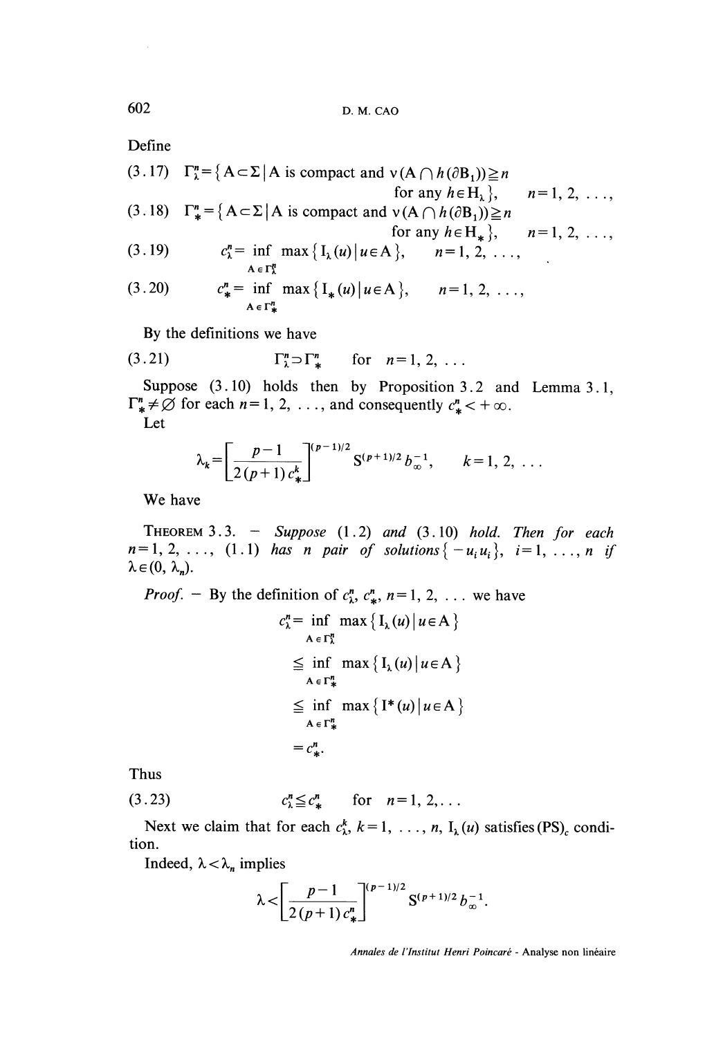Define

$$(3.17) \quad \Gamma_\lambda^n = \{ A \subset \Sigma \mid A \text{ is compact and } \nu(A \cap h(\partial B_1)) \geqq n \text{ for any } h \in H_\lambda \}, \quad n = 1, 2, \ldots,$$

$$(3.18) \quad \Gamma_*^n = \{ A \subset \Sigma \mid A \text{ is compact and } \nu(A \cap h(\partial B_1)) \geqq n \text{ for any } h \in H_* \}, \quad n = 1, 2, \ldots,$$

$$(3.19) \quad c_\lambda^n = \inf_{A \in \Gamma_\lambda^n} \max \{ I_\lambda(u) \mid u \in A \}, \quad n = 1, 2, \ldots,$$

$$(3.20) \quad c_*^n = \inf_{A \in \Gamma_*^n} \max \{ I_*(u) \mid u \in A \}, \quad n = 1, 2, \ldots,$$

By the definitions we have

$$(3.21) \quad \Gamma_\lambda^n \supset \Gamma_*^n \quad \text{for } n = 1, 2, \ldots$$

Suppose (3.10) holds then by Proposition 3.2 and Lemma 3.1, $\Gamma_*^n \neq \varnothing$ for each $n = 1, 2, \ldots$, and consequently $c_*^n < +\infty$.

Let

$$\lambda_k = \left[ \frac{p-1}{2(p+1) c_*^k} \right]^{(p-1)/2} S^{(p+1)/2} b_\infty^{-1}, \quad k = 1, 2, \ldots$$

We have

THEOREM 3.3. – *Suppose* (1.2) *and* (3.10) *hold. Then for each* $n = 1, 2, \ldots$, (1.1) *has* $n$ *pair of solutions* $\{ -u_i u_i \}$, $i = 1, \ldots, n$ *if* $\lambda \in (0, \lambda_n)$.

*Proof.* – By the definition of $c_\lambda^n$, $c_*^n$, $n = 1, 2, \ldots$ we have

$$\begin{aligned} c_\lambda^n &= \inf_{A \in \Gamma_\lambda^n} \max \{ I_\lambda(u) \mid u \in A \} \\ &\leqq \inf_{A \in \Gamma_*^n} \max \{ I_\lambda(u) \mid u \in A \} \\ &\leqq \inf_{A \in \Gamma_*^n} \max \{ I^*(u) \mid u \in A \} \\ &= c_*^n. \end{aligned}$$

Thus

$$(3.23) \quad c_\lambda^n \leqq c_*^n \quad \text{for } n = 1, 2, \ldots$$

Next we claim that for each $c_\lambda^k$, $k = 1, \ldots, n$, $I_\lambda(u)$ satisfies $(PS)_c$ condition.

Indeed, $\lambda < \lambda_n$ implies

$$\lambda < \left[ \frac{p-1}{2(p+1) c_*^n} \right]^{(p-1)/2} S^{(p+1)/2} b_\infty^{-1}.$$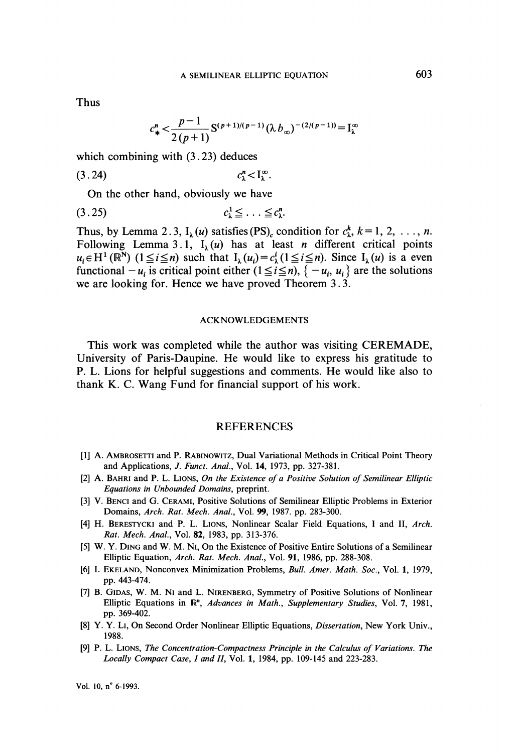Thus

$$c_*^n < \frac{p-1}{2(p+1)} S^{(p+1)/(p-1)} (\lambda b_\infty)^{-(2/(p-1))} = I_\lambda^\infty$$

which combining with (3.23) deduces

$$c_\lambda^n < I_\lambda^\infty. \tag{3.24}$$

On the other hand, obviously we have

$$c_\lambda^1 \leqq \ldots \leqq c_\lambda^n. \tag{3.25}$$

Thus, by Lemma 2.3, $I_\lambda(u)$ satisfies $(PS)_c$ condition for $c_\lambda^k$, $k = 1, 2, \ldots, n$. Following Lemma 3.1, $I_\lambda(u)$ has at least $n$ different critical points $u_i \in H^1(\mathbb{R}^N)$ $(1 \leqq i \leqq n)$ such that $I_\lambda(u_i) = c_\lambda^i$ $(1 \leqq i \leqq n)$. Since $I_\lambda(u)$ is a even functional $-u_i$ is critical point either $(1 \leqq i \leqq n)$, $\{-u_i, u_i\}$ are the solutions we are looking for. Hence we have proved Theorem 3.3.

## ACKNOWLEDGEMENTS

This work was completed while the author was visiting CEREMADE, University of Paris-Daupine. He would like to express his gratitude to P. L. Lions for helpful suggestions and comments. He would like also to thank K. C. Wang Fund for financial support of his work.

## REFERENCES

[1] A. Ambrosetti and P. Rabinowitz, Dual Variational Methods in Critical Point Theory and Applications, *J. Funct. Anal.*, Vol. **14**, 1973, pp. 327-381.

[2] A. Bahri and P. L. Lions, *On the Existence of a Positive Solution of Semilinear Elliptic Equations in Unbounded Domains*, preprint.

[3] V. Benci and G. Cerami, Positive Solutions of Semilinear Elliptic Problems in Exterior Domains, *Arch. Rat. Mech. Anal.*, Vol. **99**, 1987. pp. 283-300.

[4] H. Berestycki and P. L. Lions, Nonlinear Scalar Field Equations, I and II, *Arch. Rat. Mech. Anal.*, Vol. **82**, 1983, pp. 313-376.

[5] W. Y. Ding and W. M. Ni, On the Existence of Positive Entire Solutions of a Semilinear Elliptic Equation, *Arch. Rat. Mech. Anal.*, Vol. **91**, 1986, pp. 288-308.

[6] I. Ekeland, Nonconvex Minimization Problems, *Bull. Amer. Math. Soc.*, Vol. **1**, 1979, pp. 443-474.

[7] B. Gidas, W. M. Ni and L. Nirenberg, Symmetry of Positive Solutions of Nonlinear Elliptic Equations in $\mathbb{R}^n$, *Advances in Math., Supplementary Studies*, Vol. **7**, 1981, pp. 369-402.

[8] Y. Y. Li, On Second Order Nonlinear Elliptic Equations, *Dissertation*, New York Univ., 1988.

[9] P. L. Lions, *The Concentration-Compactness Principle in the Calculus of Variations. The Locally Compact Case, I and II*, Vol. **1**, 1984, pp. 109-145 and 223-283.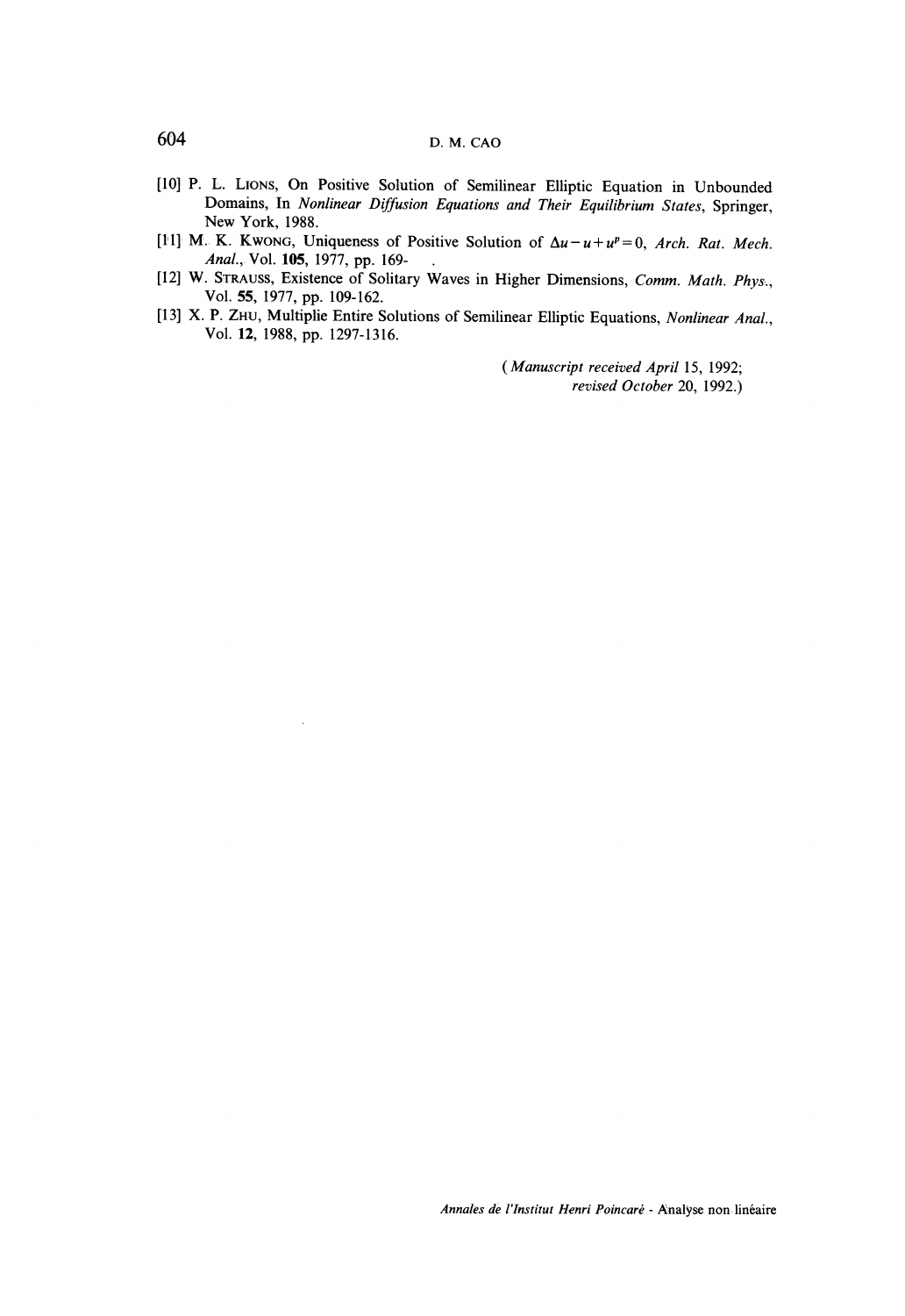[10] P. L. LIONS, On Positive Solution of Semilinear Elliptic Equation in Unbounded Domains, In *Nonlinear Diffusion Equations and Their Equilibrium States*, Springer, New York, 1988.

[11] M. K. KWONG, Uniqueness of Positive Solution of $\Delta u - u + u^p = 0$, *Arch. Rat. Mech. Anal.*, Vol. **105**, 1977, pp. 169- .

[12] W. STRAUSS, Existence of Solitary Waves in Higher Dimensions, *Comm. Math. Phys.*, Vol. **55**, 1977, pp. 109-162.

[13] X. P. ZHU, Multiplie Entire Solutions of Semilinear Elliptic Equations, *Nonlinear Anal.*, Vol. **12**, 1988, pp. 1297-1316.

(*Manuscript received April* 15, 1992;
*revised October* 20, 1992.)